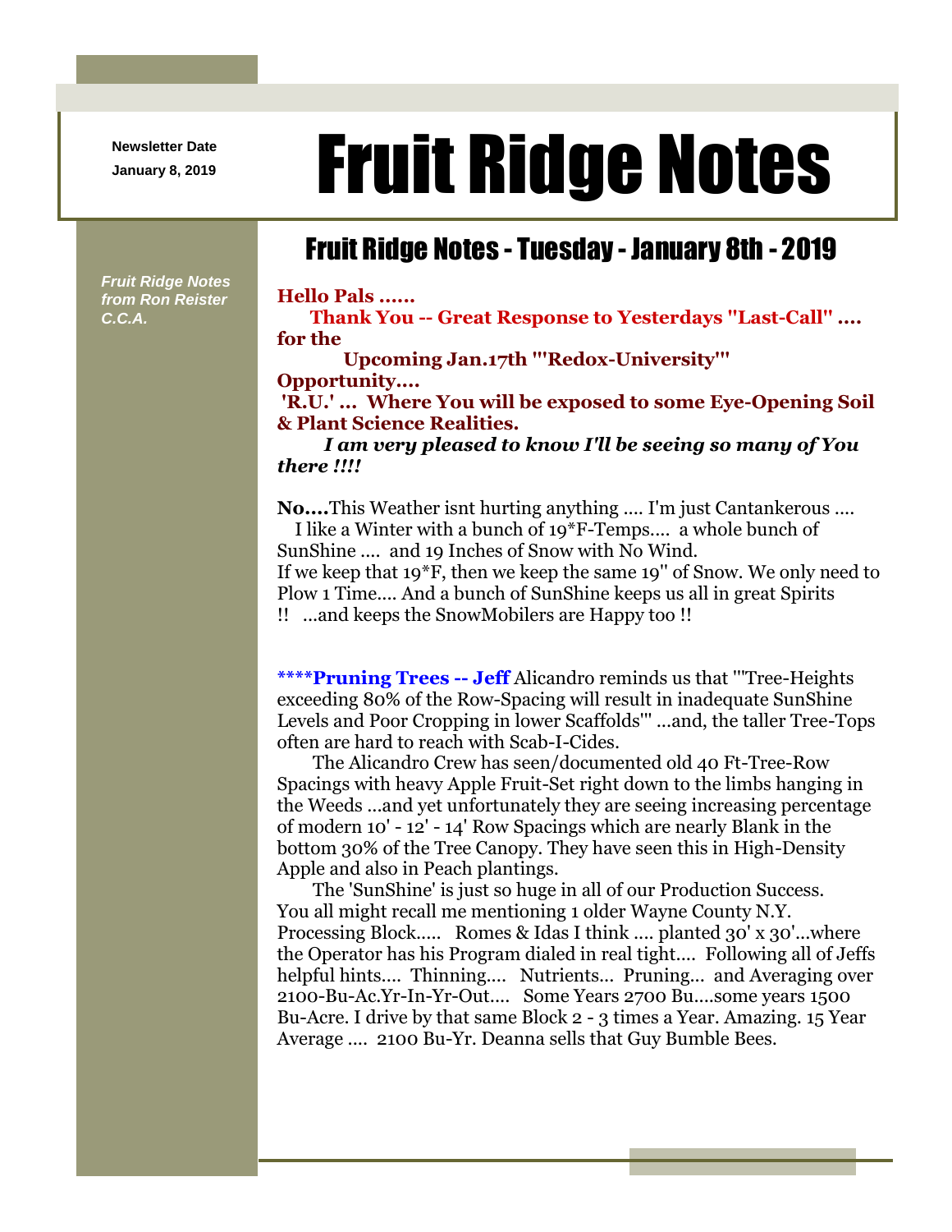Newsletter Date
January 8, 2019

# Fruit Ridge Notes

*Fruit Ridge Notes from Ron Reister C.C.A.*

## Fruit Ridge Notes - Tuesday - January 8th - 2019

**Hello Pals ......**
**Thank You -- Great Response to Yesterdays "Last-Call" .... for the**
**Upcoming Jan.17th '"Redox-University"' Opportunity....**
**'R.U.' ... Where You will be exposed to some Eye-Opening Soil & Plant Science Realities.**
***I am very pleased to know I'll be seeing so many of You there !!!!***

**No....**This Weather isnt hurting anything .... I'm just Cantankerous ....
I like a Winter with a bunch of 19*F-Temps.... a whole bunch of SunShine .... and 19 Inches of Snow with No Wind.
If we keep that 19*F, then we keep the same 19" of Snow. We only need to Plow 1 Time.... And a bunch of SunShine keeps us all in great Spirits !! ...and keeps the SnowMobilers are Happy too !!

**\*\*\*\*Pruning Trees -- Jeff** Alicandro reminds us that '"Tree-Heights exceeding 80% of the Row-Spacing will result in inadequate SunShine Levels and Poor Cropping in lower Scaffolds"' ...and, the taller Tree-Tops often are hard to reach with Scab-I-Cides.

The Alicandro Crew has seen/documented old 40 Ft-Tree-Row Spacings with heavy Apple Fruit-Set right down to the limbs hanging in the Weeds ...and yet unfortunately they are seeing increasing percentage of modern 10' - 12' - 14' Row Spacings which are nearly Blank in the bottom 30% of the Tree Canopy. They have seen this in High-Density Apple and also in Peach plantings.

The 'SunShine' is just so huge in all of our Production Success. You all might recall me mentioning 1 older Wayne County N.Y. Processing Block..... Romes & Idas I think .... planted 30' x 30'...where the Operator has his Program dialed in real tight.... Following all of Jeffs helpful hints.... Thinning.... Nutrients... Pruning... and Averaging over 2100-Bu-Ac.Yr-In-Yr-Out.... Some Years 2700 Bu....some years 1500 Bu-Acre. I drive by that same Block 2 - 3 times a Year. Amazing. 15 Year Average .... 2100 Bu-Yr. Deanna sells that Guy Bumble Bees.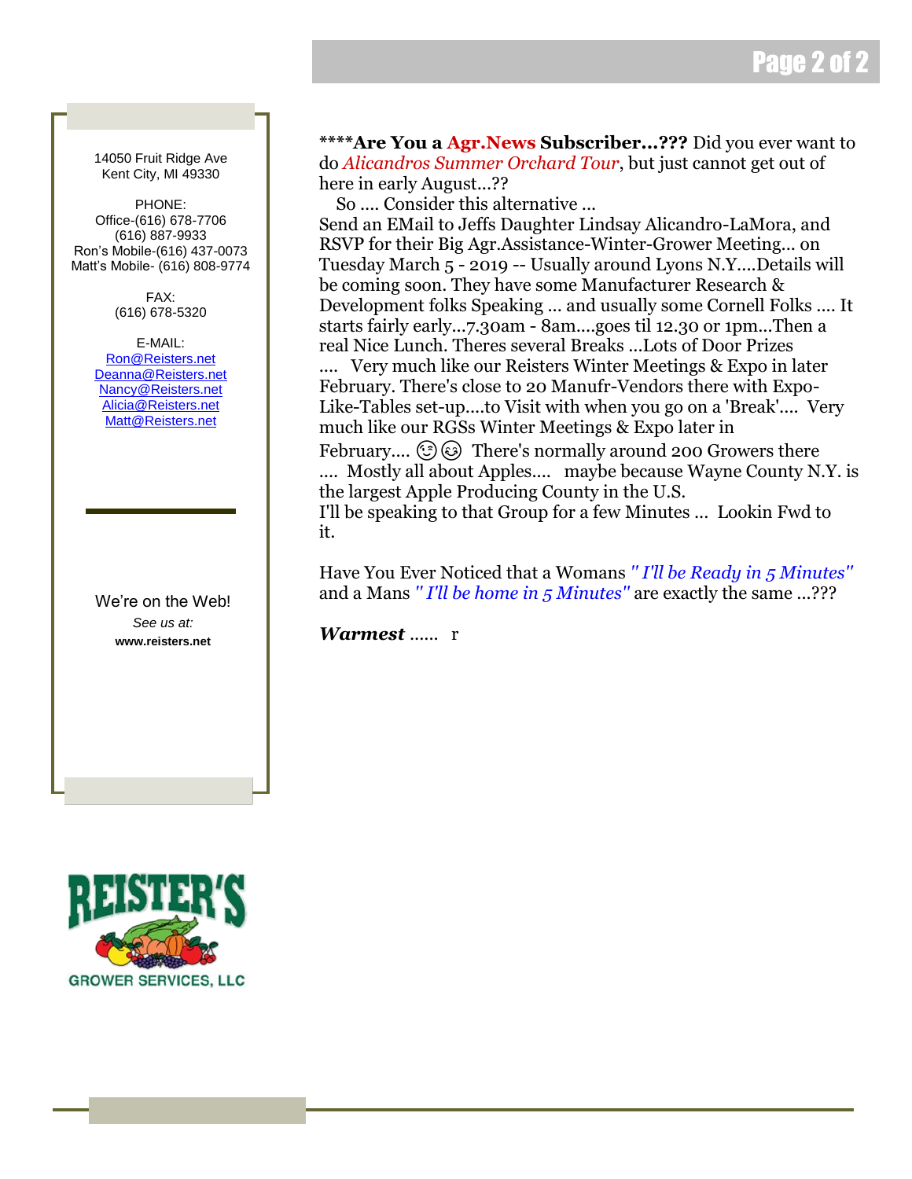14050 Fruit Ridge Ave
Kent City, MI 49330

PHONE:
Office-(616) 678-7706
(616) 887-9933
Ron's Mobile-(616) 437-0073
Matt's Mobile- (616) 808-9774

FAX:
(616) 678-5320

E-MAIL:
Ron@Reisters.net
Deanna@Reisters.net
Nancy@Reisters.net
Alicia@Reisters.net
Matt@Reisters.net

We're on the Web!
*See us at:*
**www.reisters.net**

REISTER'S GROWER SERVICES, LLC

\*\*\*\***Are You a Agr.News Subscriber...???** Did you ever want to do *Alicandros Summer Orchard Tour*, but just cannot get out of here in early August...??

So .... Consider this alternative ...

Send an EMail to Jeffs Daughter Lindsay Alicandro-LaMora, and RSVP for their Big Agr.Assistance-Winter-Grower Meeting... on Tuesday March 5 - 2019 -- Usually around Lyons N.Y....Details will be coming soon. They have some Manufacturer Research & Development folks Speaking ... and usually some Cornell Folks .... It starts fairly early...7.30am - 8am....goes til 12.30 or 1pm...Then a real Nice Lunch. Theres several Breaks ...Lots of Door Prizes .... Very much like our Reisters Winter Meetings & Expo in later February. There's close to 20 Manufr-Vendors there with Expo-Like-Tables set-up....to Visit with when you go on a 'Break'.... Very much like our RGSs Winter Meetings & Expo later in February.... 😉😉 There's normally around 200 Growers there .... Mostly all about Apples.... maybe because Wayne County N.Y. is the largest Apple Producing County in the U.S.

I'll be speaking to that Group for a few Minutes ... Lookin Fwd to it.

Have You Ever Noticed that a Womans *" I'll be Ready in 5 Minutes"* and a Mans *" I'll be home in 5 Minutes"* are exactly the same ...???

***Warmest*** ...... r